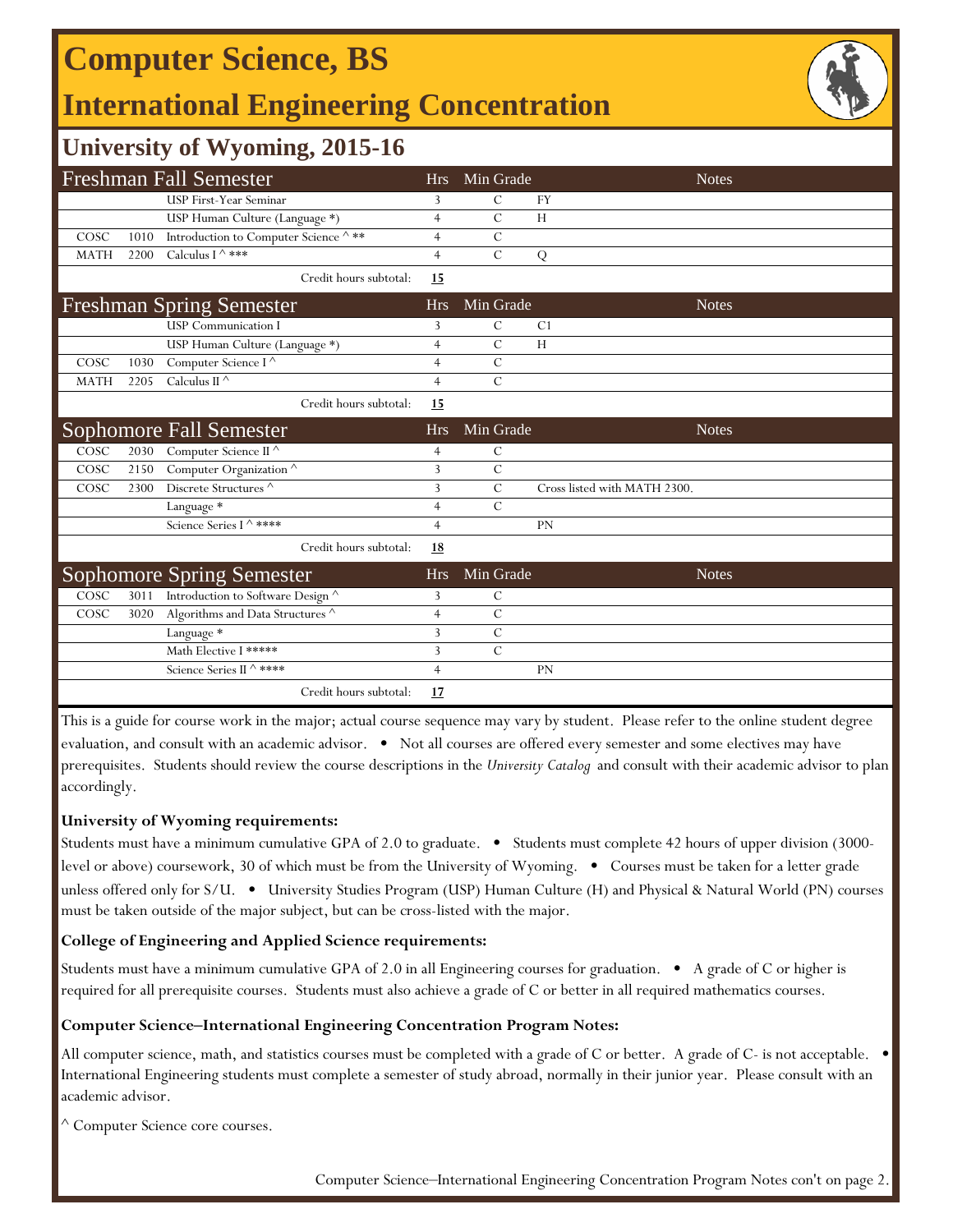# Computer Science, BS

## International Engineering Concentration

### University of Wyoming, 2015-16

| Freshman Fall Semester | | | Hrs | Min Grade | Notes |
|---|---|---|---|---|---|
| | | USP First-Year Seminar | 3 | C | FY |
| | | USP Human Culture (Language *) | 4 | C | H |
| COSC | 1010 | Introduction to Computer Science ^ ** | 4 | C | |
| MATH | 2200 | Calculus I ^ *** | 4 | C | Q |
| | | Credit hours subtotal: | **15** | | |

| Freshman Spring Semester | | | Hrs | Min Grade | Notes |
|---|---|---|---|---|---|
| | | USP Communication I | 3 | C | C1 |
| | | USP Human Culture (Language *) | 4 | C | H |
| COSC | 1030 | Computer Science I ^ | 4 | C | |
| MATH | 2205 | Calculus II ^ | 4 | C | |
| | | Credit hours subtotal: | **15** | | |

| Sophomore Fall Semester | | | Hrs | Min Grade | Notes |
|---|---|---|---|---|---|
| COSC | 2030 | Computer Science II ^ | 4 | C | |
| COSC | 2150 | Computer Organization ^ | 3 | C | |
| COSC | 2300 | Discrete Structures ^ | 3 | C | Cross listed with MATH 2300. |
| | | Language * | 4 | C | |
| | | Science Series I ^ **** | 4 | | PN |
| | | Credit hours subtotal: | **18** | | |

| Sophomore Spring Semester | | | Hrs | Min Grade | Notes |
|---|---|---|---|---|---|
| COSC | 3011 | Introduction to Software Design ^ | 3 | C | |
| COSC | 3020 | Algorithms and Data Structures ^ | 4 | C | |
| | | Language * | 3 | C | |
| | | Math Elective I ***** | 3 | C | |
| | | Science Series II ^ **** | 4 | | PN |
| | | Credit hours subtotal: | **17** | | |

This is a guide for course work in the major; actual course sequence may vary by student. Please refer to the online student degree evaluation, and consult with an academic advisor. • Not all courses are offered every semester and some electives may have prerequisites. Students should review the course descriptions in the *University Catalog* and consult with their academic advisor to plan accordingly.

**University of Wyoming requirements:**

Students must have a minimum cumulative GPA of 2.0 to graduate. • Students must complete 42 hours of upper division (3000-level or above) coursework, 30 of which must be from the University of Wyoming. • Courses must be taken for a letter grade unless offered only for S/U. • University Studies Program (USP) Human Culture (H) and Physical & Natural World (PN) courses must be taken outside of the major subject, but can be cross-listed with the major.

**College of Engineering and Applied Science requirements:**

Students must have a minimum cumulative GPA of 2.0 in all Engineering courses for graduation. • A grade of C or higher is required for all prerequisite courses. Students must also achieve a grade of C or better in all required mathematics courses.

**Computer Science–International Engineering Concentration Program Notes:**

All computer science, math, and statistics courses must be completed with a grade of C or better. A grade of C- is not acceptable. • International Engineering students must complete a semester of study abroad, normally in their junior year. Please consult with an academic advisor.

^ Computer Science core courses.

Computer Science–International Engineering Concentration Program Notes con't on page 2.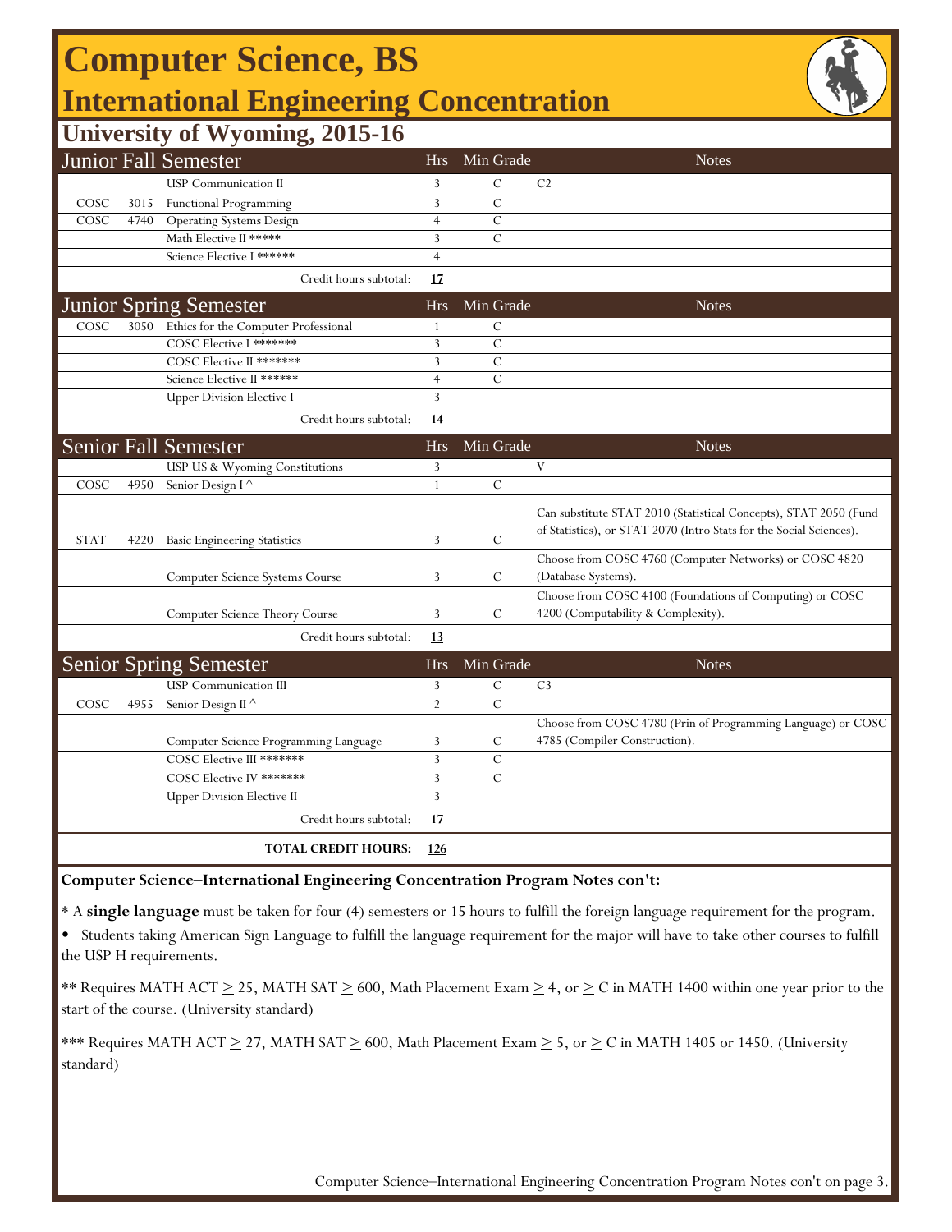# Computer Science, BS

## International Engineering Concentration

### University of Wyoming, 2015-16

| | | Junior Fall Semester | Hrs | Min Grade | Notes |
|---|---|---|---|---|---|
| | | USP Communication II | 3 | C | C2 |
| COSC | 3015 | Functional Programming | 3 | C | |
| COSC | 4740 | Operating Systems Design | 4 | C | |
| | | Math Elective II ***** | 3 | C | |
| | | Science Elective I ****** | 4 | | |
| | | Credit hours subtotal: | **17** | | |

| | | Junior Spring Semester | Hrs | Min Grade | Notes |
|---|---|---|---|---|---|
| COSC | 3050 | Ethics for the Computer Professional | 1 | C | |
| | | COSC Elective I ******* | 3 | C | |
| | | COSC Elective II ******* | 3 | C | |
| | | Science Elective II ****** | 4 | C | |
| | | Upper Division Elective I | 3 | | |
| | | Credit hours subtotal: | **14** | | |

| | | Senior Fall Semester | Hrs | Min Grade | Notes |
|---|---|---|---|---|---|
| | | USP US & Wyoming Constitutions | 3 | | V |
| COSC | 4950 | Senior Design I ^ | 1 | C | |
| STAT | 4220 | Basic Engineering Statistics | 3 | C | Can substitute STAT 2010 (Statistical Concepts), STAT 2050 (Fund of Statistics), or STAT 2070 (Intro Stats for the Social Sciences). |
| | | Computer Science Systems Course | 3 | C | Choose from COSC 4760 (Computer Networks) or COSC 4820 (Database Systems). |
| | | Computer Science Theory Course | 3 | C | Choose from COSC 4100 (Foundations of Computing) or COSC 4200 (Computability & Complexity). |
| | | Credit hours subtotal: | **13** | | |

| | | Senior Spring Semester | Hrs | Min Grade | Notes |
|---|---|---|---|---|---|
| | | USP Communication III | 3 | C | C3 |
| COSC | 4955 | Senior Design II ^ | 2 | C | |
| | | Computer Science Programming Language | 3 | C | Choose from COSC 4780 (Prin of Programming Language) or COSC 4785 (Compiler Construction). |
| | | COSC Elective III ******* | 3 | C | |
| | | COSC Elective IV ******* | 3 | C | |
| | | Upper Division Elective II | 3 | | |
| | | Credit hours subtotal: | **17** | | |
| | | **TOTAL CREDIT HOURS:** | **126** | | |

**Computer Science–International Engineering Concentration Program Notes con't:**

* A **single language** must be taken for four (4) semesters or 15 hours to fulfill the foreign language requirement for the program.

- Students taking American Sign Language to fulfill the language requirement for the major will have to take other courses to fulfill the USP H requirements.

** Requires MATH ACT $\geq$ 25, MATH SAT $\geq$ 600, Math Placement Exam $\geq$ 4, or $\geq$ C in MATH 1400 within one year prior to the start of the course. (University standard)

*** Requires MATH ACT $\geq$ 27, MATH SAT $\geq$ 600, Math Placement Exam $\geq$ 5, or $\geq$ C in MATH 1405 or 1450. (University standard)

Computer Science–International Engineering Concentration Program Notes con't on page 3.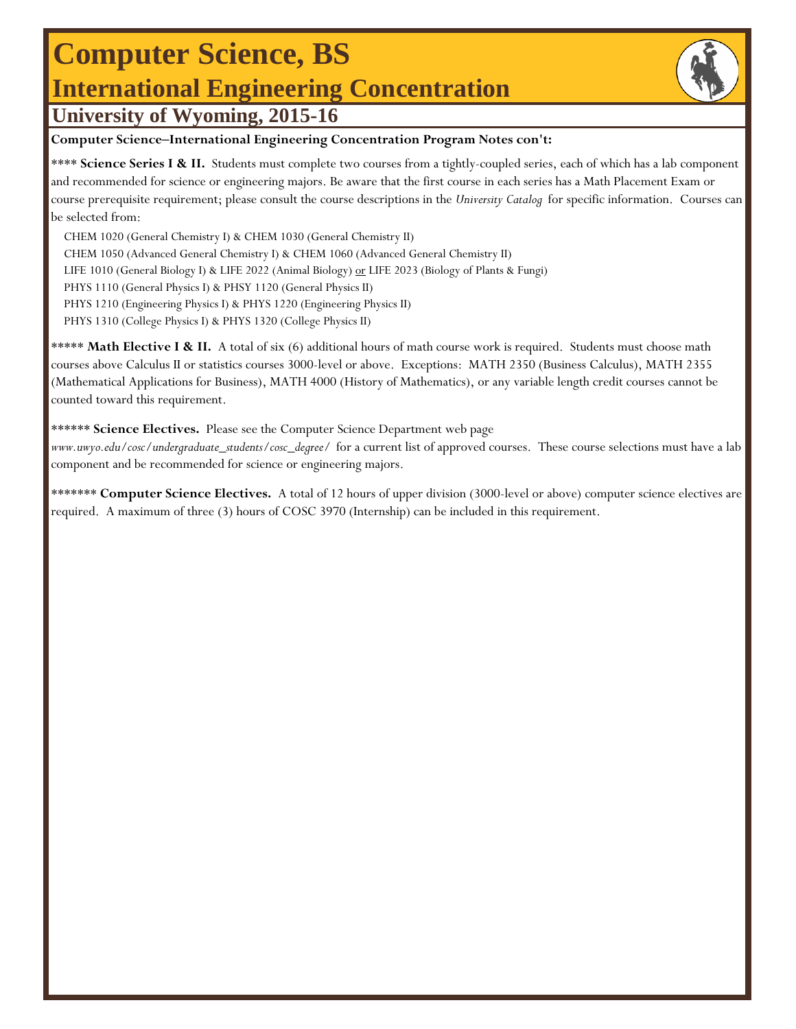# Computer Science, BS

## International Engineering Concentration

### University of Wyoming, 2015-16

**Computer Science–International Engineering Concentration Program Notes con't:**

**** **Science Series I & II.** Students must complete two courses from a tightly-coupled series, each of which has a lab component and recommended for science or engineering majors. Be aware that the first course in each series has a Math Placement Exam or course prerequisite requirement; please consult the course descriptions in the *University Catalog* for specific information. Courses can be selected from:

- CHEM 1020 (General Chemistry I) & CHEM 1030 (General Chemistry II)
- CHEM 1050 (Advanced General Chemistry I) & CHEM 1060 (Advanced General Chemistry II)
- LIFE 1010 (General Biology I) & LIFE 2022 (Animal Biology) <u>or</u> LIFE 2023 (Biology of Plants & Fungi)
- PHYS 1110 (General Physics I) & PHSY 1120 (General Physics II)
- PHYS 1210 (Engineering Physics I) & PHYS 1220 (Engineering Physics II)
- PHYS 1310 (College Physics I) & PHYS 1320 (College Physics II)

***** **Math Elective I & II.** A total of six (6) additional hours of math course work is required. Students must choose math courses above Calculus II or statistics courses 3000-level or above. Exceptions: MATH 2350 (Business Calculus), MATH 2355 (Mathematical Applications for Business), MATH 4000 (History of Mathematics), or any variable length credit courses cannot be counted toward this requirement.

****** **Science Electives.** Please see the Computer Science Department web page *www.uwyo.edu/cosc/undergraduate_students/cosc_degree/* for a current list of approved courses. These course selections must have a lab component and be recommended for science or engineering majors.

******* **Computer Science Electives.** A total of 12 hours of upper division (3000-level or above) computer science electives are required. A maximum of three (3) hours of COSC 3970 (Internship) can be included in this requirement.